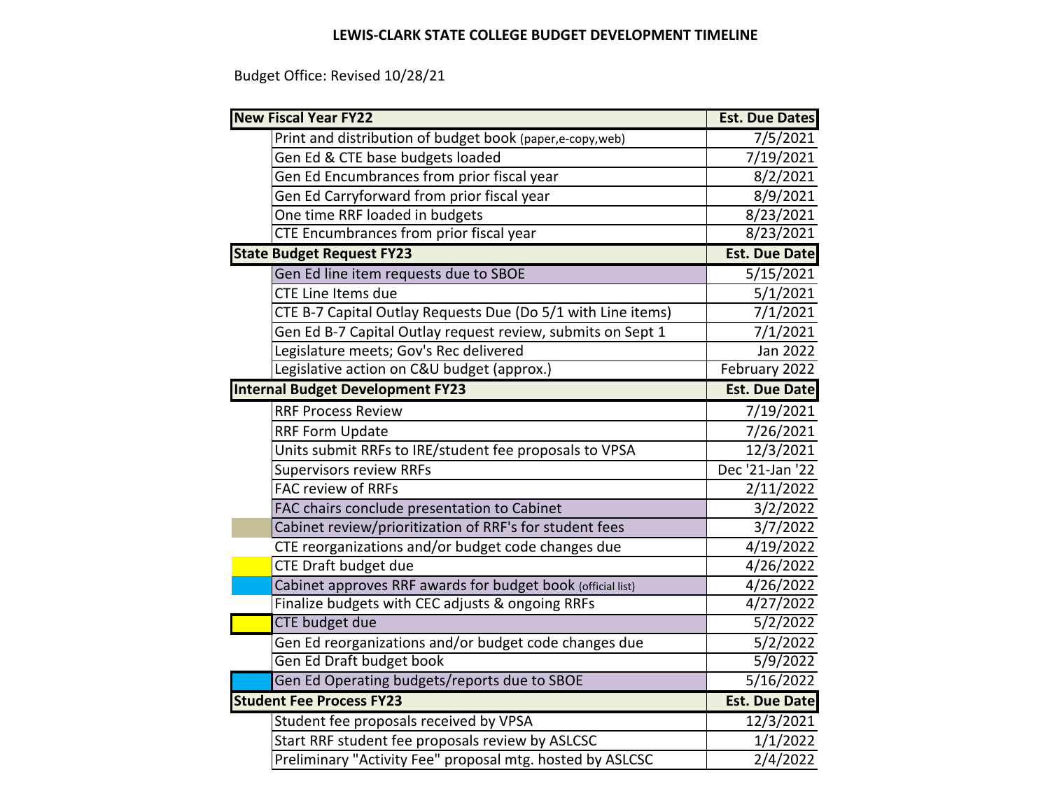**LEWIS-CLARK STATE COLLEGE BUDGET DEVELOPMENT TIMELINE**

Budget Office: Revised 10/28/21

| New Fiscal Year FY22 | Est. Due Dates |
|---|---|
| Print and distribution of budget book (paper,e-copy,web) | 7/5/2021 |
| Gen Ed & CTE base budgets loaded | 7/19/2021 |
| Gen Ed Encumbrances from prior fiscal year | 8/2/2021 |
| Gen Ed Carryforward from prior fiscal year | 8/9/2021 |
| One time RRF loaded in budgets | 8/23/2021 |
| CTE Encumbrances from prior fiscal year | 8/23/2021 |
| **State Budget Request FY23** | **Est. Due Date** |
| Gen Ed line item requests due to SBOE | 5/15/2021 |
| CTE Line Items due | 5/1/2021 |
| CTE B-7 Capital Outlay Requests Due (Do 5/1 with Line items) | 7/1/2021 |
| Gen Ed B-7 Capital Outlay request review, submits on Sept 1 | 7/1/2021 |
| Legislature meets; Gov's Rec delivered | Jan 2022 |
| Legislative action on C&U budget (approx.) | February 2022 |
| **Internal Budget Development FY23** | **Est. Due Date** |
| RRF Process Review | 7/19/2021 |
| RRF Form Update | 7/26/2021 |
| Units submit RRFs to IRE/student fee proposals to VPSA | 12/3/2021 |
| Supervisors review RRFs | Dec '21-Jan '22 |
| FAC review of RRFs | 2/11/2022 |
| FAC chairs conclude presentation to Cabinet | 3/2/2022 |
| Cabinet review/prioritization of RRF's for student fees | 3/7/2022 |
| CTE reorganizations and/or budget code changes due | 4/19/2022 |
| CTE Draft budget due | 4/26/2022 |
| Cabinet approves RRF awards for budget book (official list) | 4/26/2022 |
| Finalize budgets with CEC adjusts & ongoing RRFs | 4/27/2022 |
| CTE budget due | 5/2/2022 |
| Gen Ed reorganizations and/or budget code changes due | 5/2/2022 |
| Gen Ed Draft budget book | 5/9/2022 |
| Gen Ed Operating budgets/reports due to SBOE | 5/16/2022 |
| **Student Fee Process FY23** | **Est. Due Date** |
| Student fee proposals received by VPSA | 12/3/2021 |
| Start RRF student fee proposals review by ASLCSC | 1/1/2022 |
| Preliminary "Activity Fee" proposal mtg. hosted by ASLCSC | 2/4/2022 |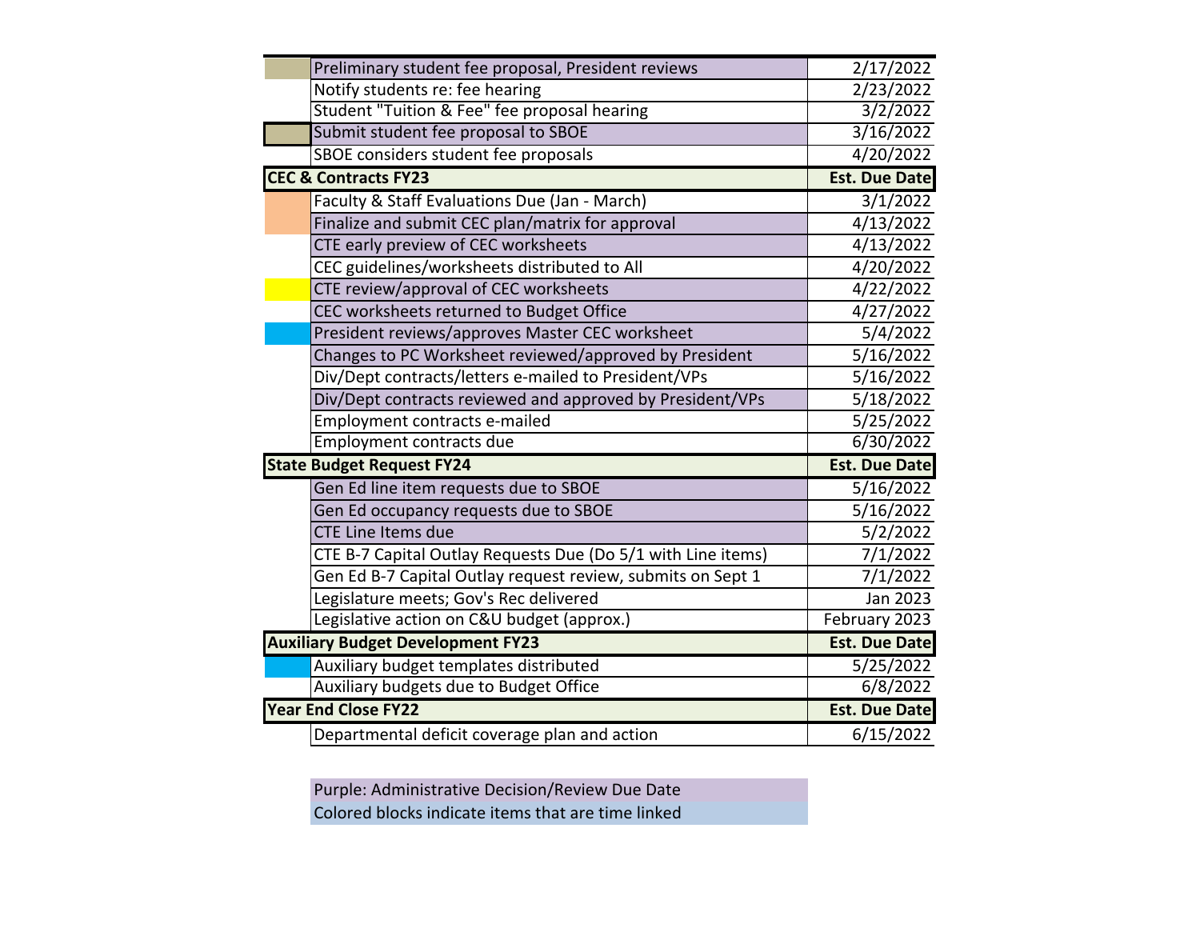| | | |
|---|---|---|
| | Preliminary student fee proposal, President reviews | 2/17/2022 |
| | Notify students re: fee hearing | 2/23/2022 |
| | Student "Tuition & Fee" fee proposal hearing | 3/2/2022 |
| | Submit student fee proposal to SBOE | 3/16/2022 |
| | SBOE considers student fee proposals | 4/20/2022 |
| **CEC & Contracts FY23** | | **Est. Due Date** |
| | Faculty & Staff Evaluations Due (Jan - March) | 3/1/2022 |
| | Finalize and submit CEC plan/matrix for approval | 4/13/2022 |
| | CTE early preview of CEC worksheets | 4/13/2022 |
| | CEC guidelines/worksheets distributed to All | 4/20/2022 |
| | CTE review/approval of CEC worksheets | 4/22/2022 |
| | CEC worksheets returned to Budget Office | 4/27/2022 |
| | President reviews/approves Master CEC worksheet | 5/4/2022 |
| | Changes to PC Worksheet reviewed/approved by President | 5/16/2022 |
| | Div/Dept contracts/letters e-mailed to President/VPs | 5/16/2022 |
| | Div/Dept contracts reviewed and approved by President/VPs | 5/18/2022 |
| | Employment contracts e-mailed | 5/25/2022 |
| | Employment contracts due | 6/30/2022 |
| **State Budget Request FY24** | | **Est. Due Date** |
| | Gen Ed line item requests due to SBOE | 5/16/2022 |
| | Gen Ed occupancy requests due to SBOE | 5/16/2022 |
| | CTE Line Items due | 5/2/2022 |
| | CTE B-7 Capital Outlay Requests Due (Do 5/1 with Line items) | 7/1/2022 |
| | Gen Ed B-7 Capital Outlay request review, submits on Sept 1 | 7/1/2022 |
| | Legislature meets; Gov's Rec delivered | Jan 2023 |
| | Legislative action on C&U budget (approx.) | February 2023 |
| **Auxiliary Budget Development FY23** | | **Est. Due Date** |
| | Auxiliary budget templates distributed | 5/25/2022 |
| | Auxiliary budgets due to Budget Office | 6/8/2022 |
| **Year End Close FY22** | | **Est. Due Date** |
| | Departmental deficit coverage plan and action | 6/15/2022 |

Purple: Administrative Decision/Review Due Date

Colored blocks indicate items that are time linked